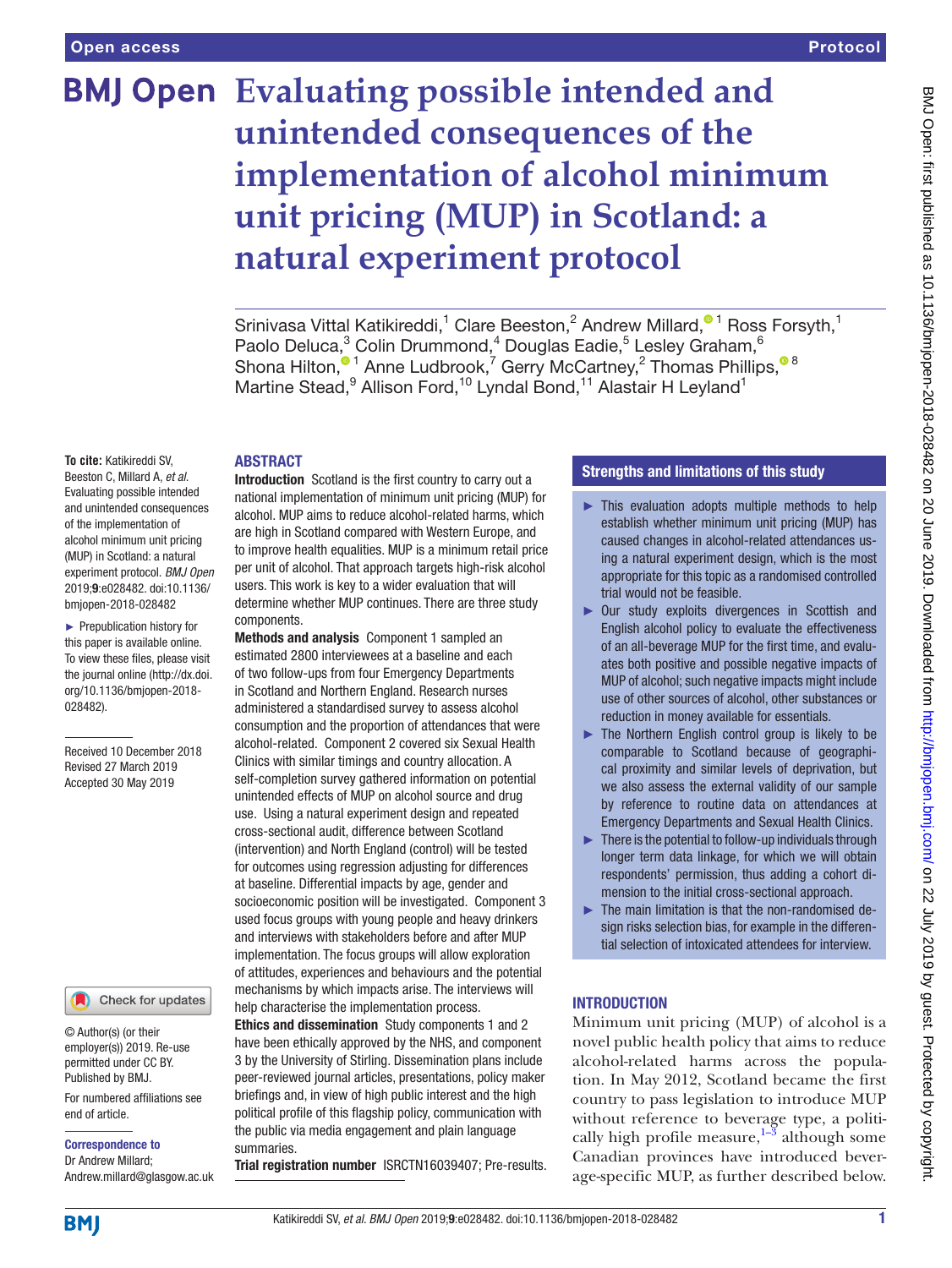Open access

Protocol

# Evaluating possible intended and unintended consequences of the implementation of alcohol minimum unit pricing (MUP) in Scotland: a natural experiment protocol

Srinivasa Vittal Katikireddi,[1] Clare Beeston,[2] Andrew Millard,[1] Ross Forsyth,[1] Paolo Deluca,[3] Colin Drummond,[4] Douglas Eadie,[5] Lesley Graham,[6] Shona Hilton,[1] Anne Ludbrook,[7] Gerry McCartney,[2] Thomas Phillips,[8] Martine Stead,[9] Allison Ford,[10] Lyndal Bond,[11] Alastair H Leyland[1]

**To cite:** Katikireddi SV, Beeston C, Millard A, *et al*. Evaluating possible intended and unintended consequences of the implementation of alcohol minimum unit pricing (MUP) in Scotland: a natural experiment protocol. *BMJ Open* 2019;**9**:e028482. doi:10.1136/bmjopen-2018-028482

► Prepublication history for this paper is available online. To view these files, please visit the journal online (http://dx.doi.org/10.1136/bmjopen-2018-028482).

Received 10 December 2018
Revised 27 March 2019
Accepted 30 May 2019

© Author(s) (or their employer(s)) 2019. Re-use permitted under CC BY. Published by BMJ.

For numbered affiliations see end of article.

**Correspondence to**
Dr Andrew Millard;
Andrew.millard@glasgow.ac.uk

## ABSTRACT

**Introduction** Scotland is the first country to carry out a national implementation of minimum unit pricing (MUP) for alcohol. MUP aims to reduce alcohol-related harms, which are high in Scotland compared with Western Europe, and to improve health equalities. MUP is a minimum retail price per unit of alcohol. That approach targets high-risk alcohol users. This work is key to a wider evaluation that will determine whether MUP continues. There are three study components.

**Methods and analysis** Component 1 sampled an estimated 2800 interviewees at a baseline and each of two follow-ups from four Emergency Departments in Scotland and Northern England. Research nurses administered a standardised survey to assess alcohol consumption and the proportion of attendances that were alcohol-related. Component 2 covered six Sexual Health Clinics with similar timings and country allocation. A self-completion survey gathered information on potential unintended effects of MUP on alcohol source and drug use. Using a natural experiment design and repeated cross-sectional audit, difference between Scotland (intervention) and North England (control) will be tested for outcomes using regression adjusting for differences at baseline. Differential impacts by age, gender and socioeconomic position will be investigated. Component 3 used focus groups with young people and heavy drinkers and interviews with stakeholders before and after MUP implementation. The focus groups will allow exploration of attitudes, experiences and behaviours and the potential mechanisms by which impacts arise. The interviews will help characterise the implementation process.

**Ethics and dissemination** Study components 1 and 2 have been ethically approved by the NHS, and component 3 by the University of Stirling. Dissemination plans include peer-reviewed journal articles, presentations, policy maker briefings and, in view of high public interest and the high political profile of this flagship policy, communication with the public via media engagement and plain language summaries.

**Trial registration number** ISRCTN16039407; Pre-results.

## Strengths and limitations of this study

- ► This evaluation adopts multiple methods to help establish whether minimum unit pricing (MUP) has caused changes in alcohol-related attendances using a natural experiment design, which is the most appropriate for this topic as a randomised controlled trial would not be feasible.
- ► Our study exploits divergences in Scottish and English alcohol policy to evaluate the effectiveness of an all-beverage MUP for the first time, and evaluates both positive and possible negative impacts of MUP of alcohol; such negative impacts might include use of other sources of alcohol, other substances or reduction in money available for essentials.
- ► The Northern English control group is likely to be comparable to Scotland because of geographical proximity and similar levels of deprivation, but we also assess the external validity of our sample by reference to routine data on attendances at Emergency Departments and Sexual Health Clinics.
- ► There is the potential to follow-up individuals through longer term data linkage, for which we will obtain respondents' permission, thus adding a cohort dimension to the initial cross-sectional approach.
- ► The main limitation is that the non-randomised design risks selection bias, for example in the differential selection of intoxicated attendees for interview.

## INTRODUCTION

Minimum unit pricing (MUP) of alcohol is a novel public health policy that aims to reduce alcohol-related harms across the population. In May 2012, Scotland became the first country to pass legislation to introduce MUP without reference to beverage type, a politically high profile measure,[1–3] although some Canadian provinces have introduced beverage-specific MUP, as further described below.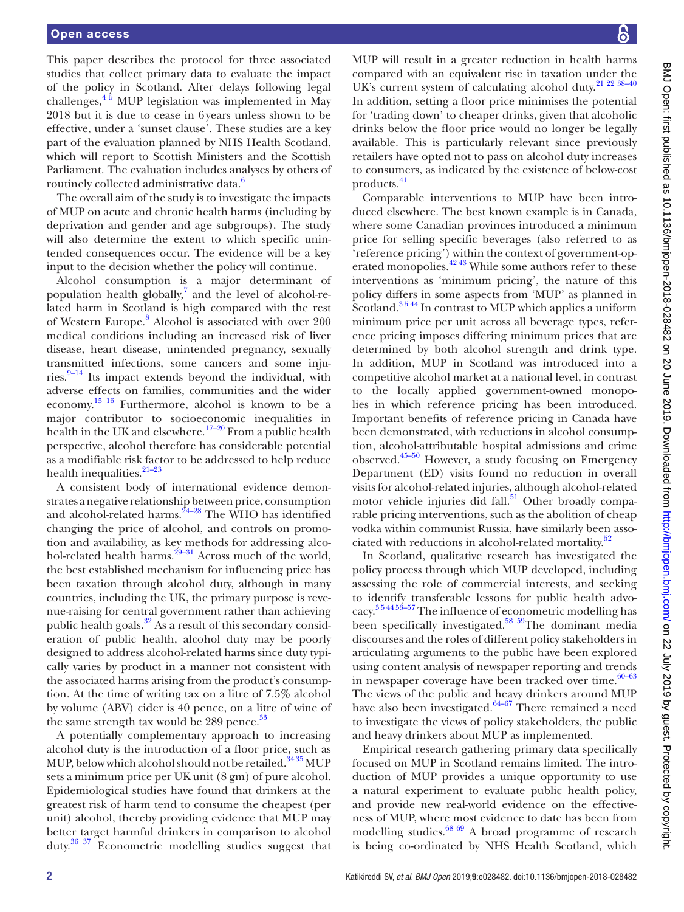This paper describes the protocol for three associated studies that collect primary data to evaluate the impact of the policy in Scotland. After delays following legal challenges,[4 5] MUP legislation was implemented in May 2018 but it is due to cease in 6 years unless shown to be effective, under a 'sunset clause'. These studies are a key part of the evaluation planned by NHS Health Scotland, which will report to Scottish Ministers and the Scottish Parliament. The evaluation includes analyses by others of routinely collected administrative data.[6]

The overall aim of the study is to investigate the impacts of MUP on acute and chronic health harms (including by deprivation and gender and age subgroups). The study will also determine the extent to which specific unintended consequences occur. The evidence will be a key input to the decision whether the policy will continue.

Alcohol consumption is a major determinant of population health globally,[7] and the level of alcohol-related harm in Scotland is high compared with the rest of Western Europe.[8] Alcohol is associated with over 200 medical conditions including an increased risk of liver disease, heart disease, unintended pregnancy, sexually transmitted infections, some cancers and some injuries.[9–14] Its impact extends beyond the individual, with adverse effects on families, communities and the wider economy.[15 16] Furthermore, alcohol is known to be a major contributor to socioeconomic inequalities in health in the UK and elsewhere.[17–20] From a public health perspective, alcohol therefore has considerable potential as a modifiable risk factor to be addressed to help reduce health inequalities.[21–23]

A consistent body of international evidence demonstrates a negative relationship between price, consumption and alcohol-related harms.[24–28] The WHO has identified changing the price of alcohol, and controls on promotion and availability, as key methods for addressing alcohol-related health harms.[29–31] Across much of the world, the best established mechanism for influencing price has been taxation through alcohol duty, although in many countries, including the UK, the primary purpose is revenue-raising for central government rather than achieving public health goals.[32] As a result of this secondary consideration of public health, alcohol duty may be poorly designed to address alcohol-related harms since duty typically varies by product in a manner not consistent with the associated harms arising from the product's consumption. At the time of writing tax on a litre of 7.5% alcohol by volume (ABV) cider is 40 pence, on a litre of wine of the same strength tax would be 289 pence.[33]

A potentially complementary approach to increasing alcohol duty is the introduction of a floor price, such as MUP, below which alcohol should not be retailed.[34 35] MUP sets a minimum price per UK unit (8 gm) of pure alcohol. Epidemiological studies have found that drinkers at the greatest risk of harm tend to consume the cheapest (per unit) alcohol, thereby providing evidence that MUP may better target harmful drinkers in comparison to alcohol duty.[36 37] Econometric modelling studies suggest that MUP will result in a greater reduction in health harms compared with an equivalent rise in taxation under the UK's current system of calculating alcohol duty.[21 22 38–40] In addition, setting a floor price minimises the potential for 'trading down' to cheaper drinks, given that alcoholic drinks below the floor price would no longer be legally available. This is particularly relevant since previously retailers have opted not to pass on alcohol duty increases to consumers, as indicated by the existence of below-cost products.[41]

Comparable interventions to MUP have been introduced elsewhere. The best known example is in Canada, where some Canadian provinces introduced a minimum price for selling specific beverages (also referred to as 'reference pricing') within the context of government-operated monopolies.[42 43] While some authors refer to these interventions as 'minimum pricing', the nature of this policy differs in some aspects from 'MUP' as planned in Scotland.[3 5 44] In contrast to MUP which applies a uniform minimum price per unit across all beverage types, reference pricing imposes differing minimum prices that are determined by both alcohol strength and drink type. In addition, MUP in Scotland was introduced into a competitive alcohol market at a national level, in contrast to the locally applied government-owned monopolies in which reference pricing has been introduced. Important benefits of reference pricing in Canada have been demonstrated, with reductions in alcohol consumption, alcohol-attributable hospital admissions and crime observed.[45–50] However, a study focusing on Emergency Department (ED) visits found no reduction in overall visits for alcohol-related injuries, although alcohol-related motor vehicle injuries did fall.[51] Other broadly comparable pricing interventions, such as the abolition of cheap vodka within communist Russia, have similarly been associated with reductions in alcohol-related mortality.[52]

In Scotland, qualitative research has investigated the policy process through which MUP developed, including assessing the role of commercial interests, and seeking to identify transferable lessons for public health advocacy.[3 5 44 53–57] The influence of econometric modelling has been specifically investigated.[58 59] The dominant media discourses and the roles of different policy stakeholders in articulating arguments to the public have been explored using content analysis of newspaper reporting and trends in newspaper coverage have been tracked over time.[60–63] The views of the public and heavy drinkers around MUP have also been investigated.[64–67] There remained a need to investigate the views of policy stakeholders, the public and heavy drinkers about MUP as implemented.

Empirical research gathering primary data specifically focused on MUP in Scotland remains limited. The introduction of MUP provides a unique opportunity to use a natural experiment to evaluate public health policy, and provide new real-world evidence on the effectiveness of MUP, where most evidence to date has been from modelling studies.[68 69] A broad programme of research is being co-ordinated by NHS Health Scotland, which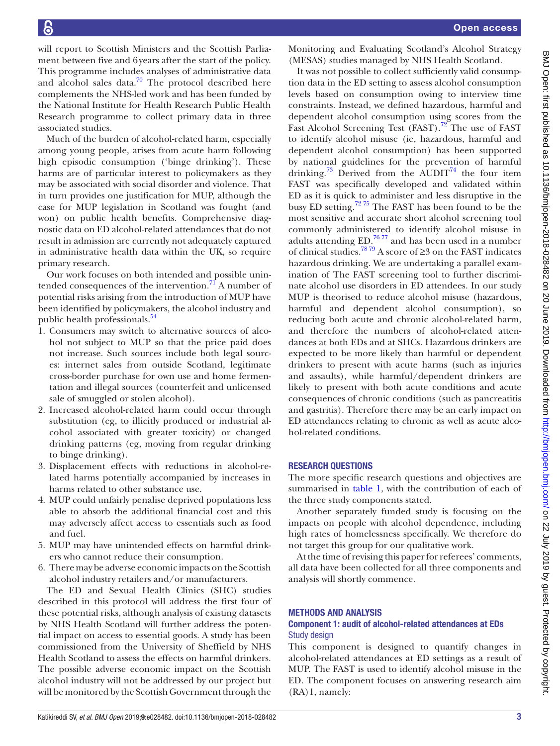will report to Scottish Ministers and the Scottish Parliament between five and 6 years after the start of the policy. This programme includes analyses of administrative data and alcohol sales data.[70] The protocol described here complements the NHS-led work and has been funded by the National Institute for Health Research Public Health Research programme to collect primary data in three associated studies.

Much of the burden of alcohol-related harm, especially among young people, arises from acute harm following high episodic consumption ('binge drinking'). These harms are of particular interest to policymakers as they may be associated with social disorder and violence. That in turn provides one justification for MUP, although the case for MUP legislation in Scotland was fought (and won) on public health benefits. Comprehensive diagnostic data on ED alcohol-related attendances that do not result in admission are currently not adequately captured in administrative health data within the UK, so require primary research.

Our work focuses on both intended and possible unintended consequences of the intervention.[71] A number of potential risks arising from the introduction of MUP have been identified by policymakers, the alcohol industry and public health professionals.[54]

1. Consumers may switch to alternative sources of alcohol not subject to MUP so that the price paid does not increase. Such sources include both legal sources: internet sales from outside Scotland, legitimate cross-border purchase for own use and home fermentation and illegal sources (counterfeit and unlicensed sale of smuggled or stolen alcohol).
2. Increased alcohol-related harm could occur through substitution (eg, to illicitly produced or industrial alcohol associated with greater toxicity) or changed drinking patterns (eg, moving from regular drinking to binge drinking).
3. Displacement effects with reductions in alcohol-related harms potentially accompanied by increases in harms related to other substance use.
4. MUP could unfairly penalise deprived populations less able to absorb the additional financial cost and this may adversely affect access to essentials such as food and fuel.
5. MUP may have unintended effects on harmful drinkers who cannot reduce their consumption.
6. There may be adverse economic impacts on the Scottish alcohol industry retailers and/or manufacturers.

The ED and Sexual Health Clinics (SHC) studies described in this protocol will address the first four of these potential risks, although analysis of existing datasets by NHS Health Scotland will further address the potential impact on access to essential goods. A study has been commissioned from the University of Sheffield by NHS Health Scotland to assess the effects on harmful drinkers. The possible adverse economic impact on the Scottish alcohol industry will not be addressed by our project but will be monitored by the Scottish Government through the Monitoring and Evaluating Scotland's Alcohol Strategy (MESAS) studies managed by NHS Health Scotland.

It was not possible to collect sufficiently valid consumption data in the ED setting to assess alcohol consumption levels based on consumption owing to interview time constraints. Instead, we defined hazardous, harmful and dependent alcohol consumption using scores from the Fast Alcohol Screening Test (FAST).[72] The use of FAST to identify alcohol misuse (ie, hazardous, harmful and dependent alcohol consumption) has been supported by national guidelines for the prevention of harmful drinking.[73] Derived from the AUDIT[74] the four item FAST was specifically developed and validated within ED as it is quick to administer and less disruptive in the busy ED setting.[72,75] The FAST has been found to be the most sensitive and accurate short alcohol screening tool commonly administered to identify alcohol misuse in adults attending ED.[76,77] and has been used in a number of clinical studies.[78,79] A score of ≥3 on the FAST indicates hazardous drinking. We are undertaking a parallel examination of The FAST screening tool to further discriminate alcohol use disorders in ED attendees. In our study MUP is theorised to reduce alcohol misuse (hazardous, harmful and dependent alcohol consumption), so reducing both acute and chronic alcohol-related harm, and therefore the numbers of alcohol-related attendances at both EDs and at SHCs. Hazardous drinkers are expected to be more likely than harmful or dependent drinkers to present with acute harms (such as injuries and assaults), while harmful/dependent drinkers are likely to present with both acute conditions and acute consequences of chronic conditions (such as pancreatitis and gastritis). Therefore there may be an early impact on ED attendances relating to chronic as well as acute alcohol-related conditions.

## RESEARCH QUESTIONS

The more specific research questions and objectives are summarised in table 1, with the contribution of each of the three study components stated.

Another separately funded study is focusing on the impacts on people with alcohol dependence, including high rates of homelessness specifically. We therefore do not target this group for our qualitative work.

At the time of revising this paper for referees' comments, all data have been collected for all three components and analysis will shortly commence.

## METHODS AND ANALYSIS

### Component 1: audit of alcohol-related attendances at EDs

#### Study design

This component is designed to quantify changes in alcohol-related attendances at ED settings as a result of MUP. The FAST is used to identify alcohol misuse in the ED. The component focuses on answering research aim (RA)1, namely: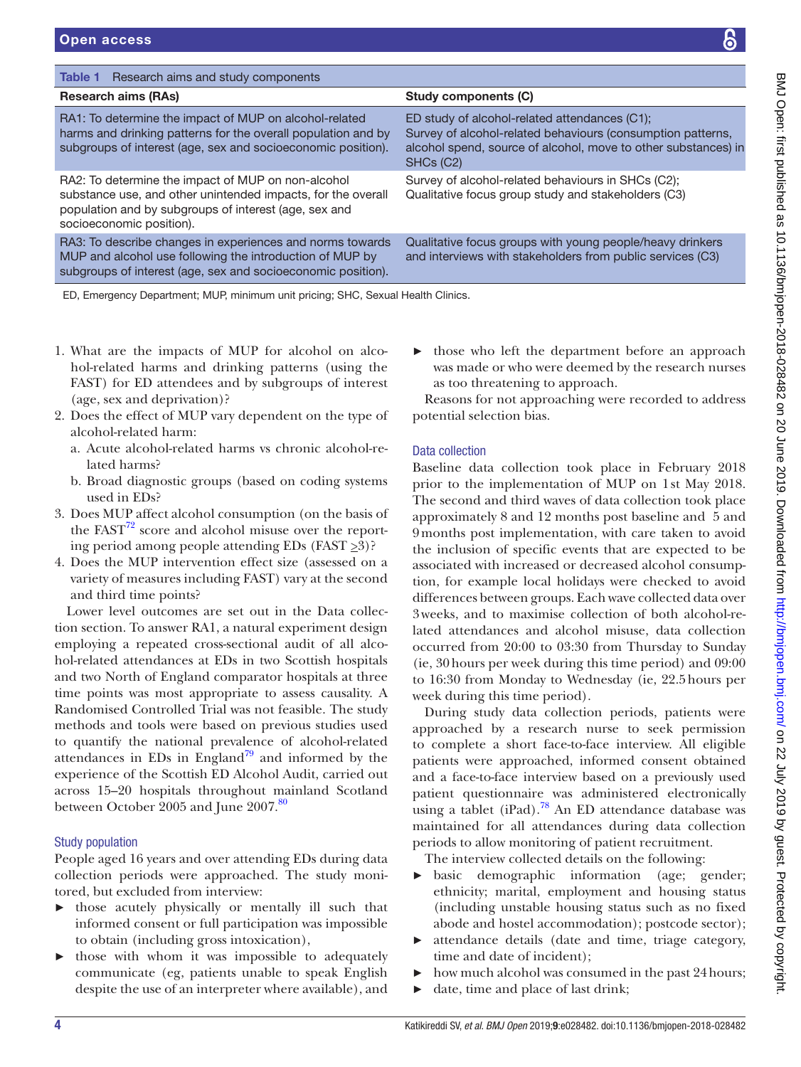**Table 1** Research aims and study components

| Research aims (RAs) | Study components (C) |
|---|---|
| RA1: To determine the impact of MUP on alcohol-related harms and drinking patterns for the overall population and by subgroups of interest (age, sex and socioeconomic position). | ED study of alcohol-related attendances (C1); Survey of alcohol-related behaviours (consumption patterns, alcohol spend, source of alcohol, move to other substances) in SHCs (C2) |
| RA2: To determine the impact of MUP on non-alcohol substance use, and other unintended impacts, for the overall population and by subgroups of interest (age, sex and socioeconomic position). | Survey of alcohol-related behaviours in SHCs (C2); Qualitative focus group study and stakeholders (C3) |
| RA3: To describe changes in experiences and norms towards MUP and alcohol use following the introduction of MUP by subgroups of interest (age, sex and socioeconomic position). | Qualitative focus groups with young people/heavy drinkers and interviews with stakeholders from public services (C3) |

ED, Emergency Department; MUP, minimum unit pricing; SHC, Sexual Health Clinics.

1. What are the impacts of MUP for alcohol on alcohol-related harms and drinking patterns (using the FAST) for ED attendees and by subgroups of interest (age, sex and deprivation)?
2. Does the effect of MUP vary dependent on the type of alcohol-related harm:
   a. Acute alcohol-related harms vs chronic alcohol-related harms?
   b. Broad diagnostic groups (based on coding systems used in EDs)?
3. Does MUP affect alcohol consumption (on the basis of the FAST[72] score and alcohol misuse over the reporting period among people attending EDs (FAST ≥3)?
4. Does the MUP intervention effect size (assessed on a variety of measures including FAST) vary at the second and third time points?

Lower level outcomes are set out in the Data collection section. To answer RA1, a natural experiment design employing a repeated cross-sectional audit of all alcohol-related attendances at EDs in two Scottish hospitals and two North of England comparator hospitals at three time points was most appropriate to assess causality. A Randomised Controlled Trial was not feasible. The study methods and tools were based on previous studies used to quantify the national prevalence of alcohol-related attendances in EDs in England[79] and informed by the experience of the Scottish ED Alcohol Audit, carried out across 15–20 hospitals throughout mainland Scotland between October 2005 and June 2007.[80]

### Study population

People aged 16 years and over attending EDs during data collection periods were approached. The study monitored, but excluded from interview:

- those acutely physically or mentally ill such that informed consent or full participation was impossible to obtain (including gross intoxication),
- those with whom it was impossible to adequately communicate (eg, patients unable to speak English despite the use of an interpreter where available), and
- those who left the department before an approach was made or who were deemed by the research nurses as too threatening to approach.

Reasons for not approaching were recorded to address potential selection bias.

### Data collection

Baseline data collection took place in February 2018 prior to the implementation of MUP on 1st May 2018. The second and third waves of data collection took place approximately 8 and 12 months post baseline and 5 and 9 months post implementation, with care taken to avoid the inclusion of specific events that are expected to be associated with increased or decreased alcohol consumption, for example local holidays were checked to avoid differences between groups. Each wave collected data over 3 weeks, and to maximise collection of both alcohol-related attendances and alcohol misuse, data collection occurred from 20:00 to 03:30 from Thursday to Sunday (ie, 30 hours per week during this time period) and 09:00 to 16:30 from Monday to Wednesday (ie, 22.5 hours per week during this time period).

During study data collection periods, patients were approached by a research nurse to seek permission to complete a short face-to-face interview. All eligible patients were approached, informed consent obtained and a face-to-face interview based on a previously used patient questionnaire was administered electronically using a tablet (iPad).[78] An ED attendance database was maintained for all attendances during data collection periods to allow monitoring of patient recruitment.

The interview collected details on the following:

- basic demographic information (age; gender; ethnicity; marital, employment and housing status (including unstable housing status such as no fixed abode and hostel accommodation); postcode sector);
- attendance details (date and time, triage category, time and date of incident);
- how much alcohol was consumed in the past 24 hours;
- date, time and place of last drink;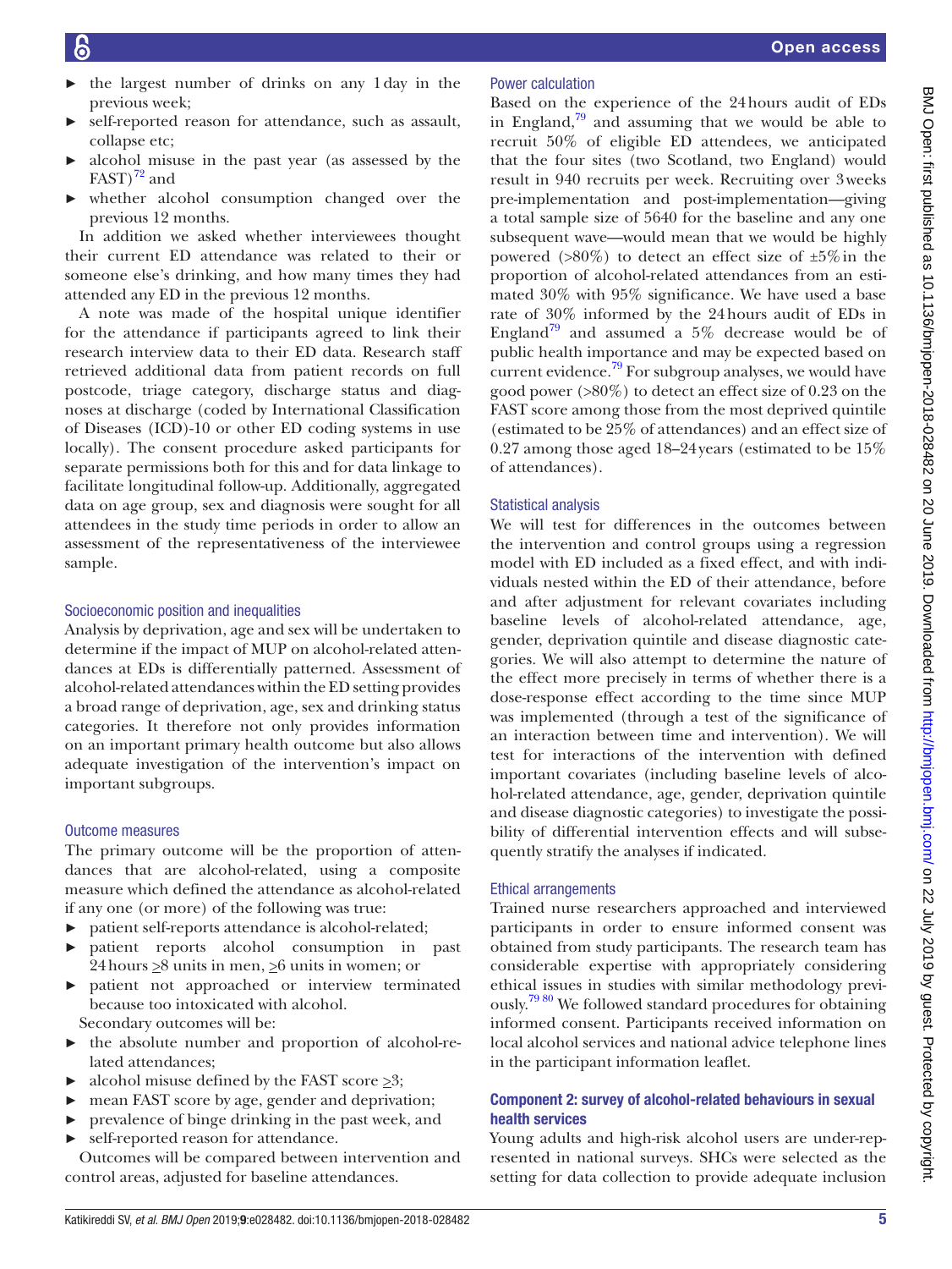- the largest number of drinks on any 1 day in the previous week;
- self-reported reason for attendance, such as assault, collapse etc;
- alcohol misuse in the past year (as assessed by the FAST)[72] and
- whether alcohol consumption changed over the previous 12 months.

In addition we asked whether interviewees thought their current ED attendance was related to their or someone else's drinking, and how many times they had attended any ED in the previous 12 months.

A note was made of the hospital unique identifier for the attendance if participants agreed to link their research interview data to their ED data. Research staff retrieved additional data from patient records on full postcode, triage category, discharge status and diagnoses at discharge (coded by International Classification of Diseases (ICD)-10 or other ED coding systems in use locally). The consent procedure asked participants for separate permissions both for this and for data linkage to facilitate longitudinal follow-up. Additionally, aggregated data on age group, sex and diagnosis were sought for all attendees in the study time periods in order to allow an assessment of the representativeness of the interviewee sample.

### Socioeconomic position and inequalities

Analysis by deprivation, age and sex will be undertaken to determine if the impact of MUP on alcohol-related attendances at EDs is differentially patterned. Assessment of alcohol-related attendances within the ED setting provides a broad range of deprivation, age, sex and drinking status categories. It therefore not only provides information on an important primary health outcome but also allows adequate investigation of the intervention's impact on important subgroups.

### Outcome measures

The primary outcome will be the proportion of attendances that are alcohol-related, using a composite measure which defined the attendance as alcohol-related if any one (or more) of the following was true:

- patient self-reports attendance is alcohol-related;
- patient reports alcohol consumption in past 24 hours ≥8 units in men, ≥6 units in women; or
- patient not approached or interview terminated because too intoxicated with alcohol.

Secondary outcomes will be:

- the absolute number and proportion of alcohol-related attendances;
- alcohol misuse defined by the FAST score ≥3;
- mean FAST score by age, gender and deprivation;
- prevalence of binge drinking in the past week, and
- self-reported reason for attendance.

Outcomes will be compared between intervention and control areas, adjusted for baseline attendances.

### Power calculation

Based on the experience of the 24 hours audit of EDs in England,[79] and assuming that we would be able to recruit 50% of eligible ED attendees, we anticipated that the four sites (two Scotland, two England) would result in 940 recruits per week. Recruiting over 3 weeks pre-implementation and post-implementation—giving a total sample size of 5640 for the baseline and any one subsequent wave—would mean that we would be highly powered (>80%) to detect an effect size of ±5% in the proportion of alcohol-related attendances from an estimated 30% with 95% significance. We have used a base rate of 30% informed by the 24 hours audit of EDs in England[79] and assumed a 5% decrease would be of public health importance and may be expected based on current evidence.[79] For subgroup analyses, we would have good power (>80%) to detect an effect size of 0.23 on the FAST score among those from the most deprived quintile (estimated to be 25% of attendances) and an effect size of 0.27 among those aged 18–24 years (estimated to be 15% of attendances).

### Statistical analysis

We will test for differences in the outcomes between the intervention and control groups using a regression model with ED included as a fixed effect, and with individuals nested within the ED of their attendance, before and after adjustment for relevant covariates including baseline levels of alcohol-related attendance, age, gender, deprivation quintile and disease diagnostic categories. We will also attempt to determine the nature of the effect more precisely in terms of whether there is a dose-response effect according to the time since MUP was implemented (through a test of the significance of an interaction between time and intervention). We will test for interactions of the intervention with defined important covariates (including baseline levels of alcohol-related attendance, age, gender, deprivation quintile and disease diagnostic categories) to investigate the possibility of differential intervention effects and will subsequently stratify the analyses if indicated.

### Ethical arrangements

Trained nurse researchers approached and interviewed participants in order to ensure informed consent was obtained from study participants. The research team has considerable expertise with appropriately considering ethical issues in studies with similar methodology previously.[79,80] We followed standard procedures for obtaining informed consent. Participants received information on local alcohol services and national advice telephone lines in the participant information leaflet.

## Component 2: survey of alcohol-related behaviours in sexual health services

Young adults and high-risk alcohol users are under-represented in national surveys. SHCs were selected as the setting for data collection to provide adequate inclusion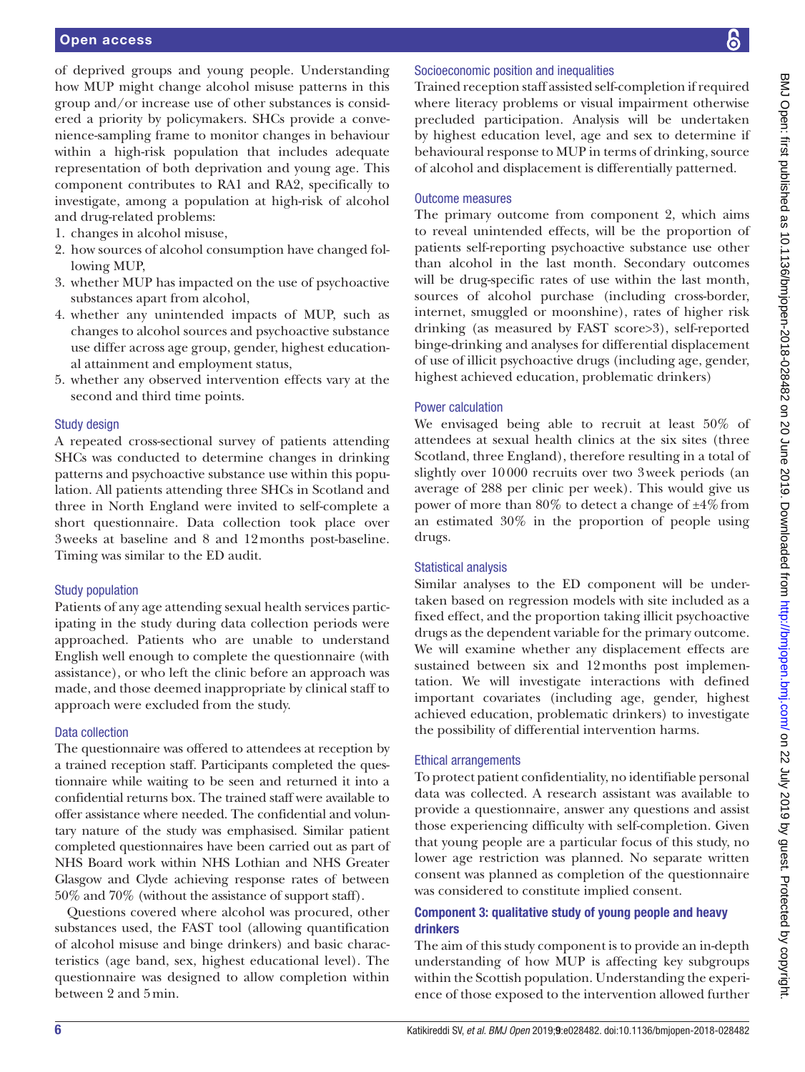of deprived groups and young people. Understanding how MUP might change alcohol misuse patterns in this group and/or increase use of other substances is considered a priority by policymakers. SHCs provide a convenience-sampling frame to monitor changes in behaviour within a high-risk population that includes adequate representation of both deprivation and young age. This component contributes to RA1 and RA2, specifically to investigate, among a population at high-risk of alcohol and drug-related problems:

1. changes in alcohol misuse,
2. how sources of alcohol consumption have changed following MUP,
3. whether MUP has impacted on the use of psychoactive substances apart from alcohol,
4. whether any unintended impacts of MUP, such as changes to alcohol sources and psychoactive substance use differ across age group, gender, highest educational attainment and employment status,
5. whether any observed intervention effects vary at the second and third time points.

### Study design

A repeated cross-sectional survey of patients attending SHCs was conducted to determine changes in drinking patterns and psychoactive substance use within this population. All patients attending three SHCs in Scotland and three in North England were invited to self-complete a short questionnaire. Data collection took place over 3 weeks at baseline and 8 and 12 months post-baseline. Timing was similar to the ED audit.

### Study population

Patients of any age attending sexual health services participating in the study during data collection periods were approached. Patients who are unable to understand English well enough to complete the questionnaire (with assistance), or who left the clinic before an approach was made, and those deemed inappropriate by clinical staff to approach were excluded from the study.

### Data collection

The questionnaire was offered to attendees at reception by a trained reception staff. Participants completed the questionnaire while waiting to be seen and returned it into a confidential returns box. The trained staff were available to offer assistance where needed. The confidential and voluntary nature of the study was emphasised. Similar patient completed questionnaires have been carried out as part of NHS Board work within NHS Lothian and NHS Greater Glasgow and Clyde achieving response rates of between 50% and 70% (without the assistance of support staff).

Questions covered where alcohol was procured, other substances used, the FAST tool (allowing quantification of alcohol misuse and binge drinkers) and basic characteristics (age band, sex, highest educational level). The questionnaire was designed to allow completion within between 2 and 5 min.

### Socioeconomic position and inequalities

Trained reception staff assisted self-completion if required where literacy problems or visual impairment otherwise precluded participation. Analysis will be undertaken by highest education level, age and sex to determine if behavioural response to MUP in terms of drinking, source of alcohol and displacement is differentially patterned.

### Outcome measures

The primary outcome from component 2, which aims to reveal unintended effects, will be the proportion of patients self-reporting psychoactive substance use other than alcohol in the last month. Secondary outcomes will be drug-specific rates of use within the last month, sources of alcohol purchase (including cross-border, internet, smuggled or moonshine), rates of higher risk drinking (as measured by FAST score>3), self-reported binge-drinking and analyses for differential displacement of use of illicit psychoactive drugs (including age, gender, highest achieved education, problematic drinkers)

### Power calculation

We envisaged being able to recruit at least 50% of attendees at sexual health clinics at the six sites (three Scotland, three England), therefore resulting in a total of slightly over 10 000 recruits over two 3 week periods (an average of 288 per clinic per week). This would give us power of more than 80% to detect a change of ±4% from an estimated 30% in the proportion of people using drugs.

### Statistical analysis

Similar analyses to the ED component will be undertaken based on regression models with site included as a fixed effect, and the proportion taking illicit psychoactive drugs as the dependent variable for the primary outcome. We will examine whether any displacement effects are sustained between six and 12 months post implementation. We will investigate interactions with defined important covariates (including age, gender, highest achieved education, problematic drinkers) to investigate the possibility of differential intervention harms.

### Ethical arrangements

To protect patient confidentiality, no identifiable personal data was collected. A research assistant was available to provide a questionnaire, answer any questions and assist those experiencing difficulty with self-completion. Given that young people are a particular focus of this study, no lower age restriction was planned. No separate written consent was planned as completion of the questionnaire was considered to constitute implied consent.

## Component 3: qualitative study of young people and heavy drinkers

The aim of this study component is to provide an in-depth understanding of how MUP is affecting key subgroups within the Scottish population. Understanding the experience of those exposed to the intervention allowed further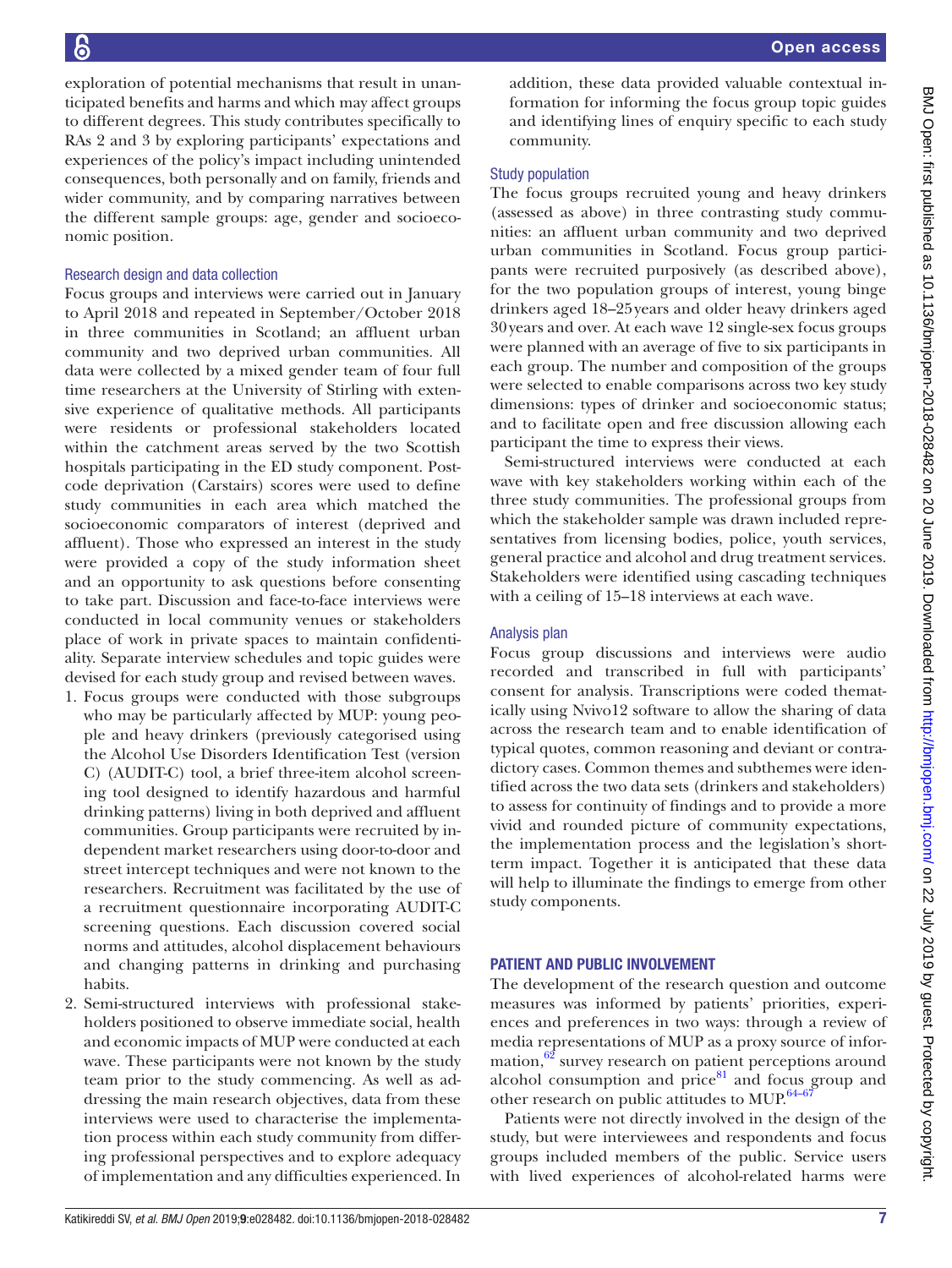exploration of potential mechanisms that result in unanticipated benefits and harms and which may affect groups to different degrees. This study contributes specifically to RAs 2 and 3 by exploring participants' expectations and experiences of the policy's impact including unintended consequences, both personally and on family, friends and wider community, and by comparing narratives between the different sample groups: age, gender and socioeconomic position.

### Research design and data collection

Focus groups and interviews were carried out in January to April 2018 and repeated in September/October 2018 in three communities in Scotland; an affluent urban community and two deprived urban communities. All data were collected by a mixed gender team of four full time researchers at the University of Stirling with extensive experience of qualitative methods. All participants were residents or professional stakeholders located within the catchment areas served by the two Scottish hospitals participating in the ED study component. Postcode deprivation (Carstairs) scores were used to define study communities in each area which matched the socioeconomic comparators of interest (deprived and affluent). Those who expressed an interest in the study were provided a copy of the study information sheet and an opportunity to ask questions before consenting to take part. Discussion and face-to-face interviews were conducted in local community venues or stakeholders place of work in private spaces to maintain confidentiality. Separate interview schedules and topic guides were devised for each study group and revised between waves.

1. Focus groups were conducted with those subgroups who may be particularly affected by MUP: young people and heavy drinkers (previously categorised using the Alcohol Use Disorders Identification Test (version C) (AUDIT-C) tool, a brief three-item alcohol screening tool designed to identify hazardous and harmful drinking patterns) living in both deprived and affluent communities. Group participants were recruited by independent market researchers using door-to-door and street intercept techniques and were not known to the researchers. Recruitment was facilitated by the use of a recruitment questionnaire incorporating AUDIT-C screening questions. Each discussion covered social norms and attitudes, alcohol displacement behaviours and changing patterns in drinking and purchasing habits.
2. Semi-structured interviews with professional stakeholders positioned to observe immediate social, health and economic impacts of MUP were conducted at each wave. These participants were not known by the study team prior to the study commencing. As well as addressing the main research objectives, data from these interviews were used to characterise the implementation process within each study community from differing professional perspectives and to explore adequacy of implementation and any difficulties experienced. In addition, these data provided valuable contextual information for informing the focus group topic guides and identifying lines of enquiry specific to each study community.

### Study population

The focus groups recruited young and heavy drinkers (assessed as above) in three contrasting study communities: an affluent urban community and two deprived urban communities in Scotland. Focus group participants were recruited purposively (as described above), for the two population groups of interest, young binge drinkers aged 18–25 years and older heavy drinkers aged 30 years and over. At each wave 12 single-sex focus groups were planned with an average of five to six participants in each group. The number and composition of the groups were selected to enable comparisons across two key study dimensions: types of drinker and socioeconomic status; and to facilitate open and free discussion allowing each participant the time to express their views.

Semi-structured interviews were conducted at each wave with key stakeholders working within each of the three study communities. The professional groups from which the stakeholder sample was drawn included representatives from licensing bodies, police, youth services, general practice and alcohol and drug treatment services. Stakeholders were identified using cascading techniques with a ceiling of 15–18 interviews at each wave.

### Analysis plan

Focus group discussions and interviews were audio recorded and transcribed in full with participants' consent for analysis. Transcriptions were coded thematically using Nvivo12 software to allow the sharing of data across the research team and to enable identification of typical quotes, common reasoning and deviant or contradictory cases. Common themes and subthemes were identified across the two data sets (drinkers and stakeholders) to assess for continuity of findings and to provide a more vivid and rounded picture of community expectations, the implementation process and the legislation's short-term impact. Together it is anticipated that these data will help to illuminate the findings to emerge from other study components.

## PATIENT AND PUBLIC INVOLVEMENT

The development of the research question and outcome measures was informed by patients' priorities, experiences and preferences in two ways: through a review of media representations of MUP as a proxy source of information,[62] survey research on patient perceptions around alcohol consumption and price[81] and focus group and other research on public attitudes to MUP.[64–67]

Patients were not directly involved in the design of the study, but were interviewees and respondents and focus groups included members of the public. Service users with lived experiences of alcohol-related harms were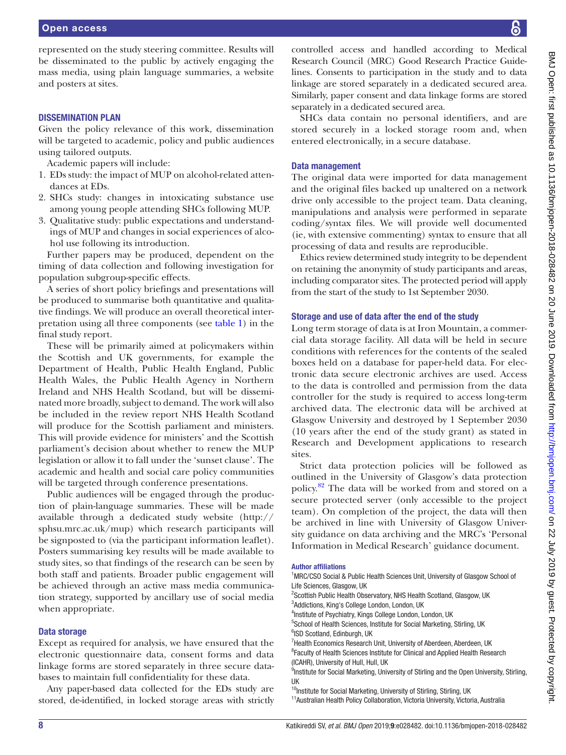represented on the study steering committee. Results will be disseminated to the public by actively engaging the mass media, using plain language summaries, a website and posters at sites.

## DISSEMINATION PLAN

Given the policy relevance of this work, dissemination will be targeted to academic, policy and public audiences using tailored outputs.

Academic papers will include:

1. EDs study: the impact of MUP on alcohol-related attendances at EDs.
2. SHCs study: changes in intoxicating substance use among young people attending SHCs following MUP.
3. Qualitative study: public expectations and understandings of MUP and changes in social experiences of alcohol use following its introduction.

Further papers may be produced, dependent on the timing of data collection and following investigation for population subgroup-specific effects.

A series of short policy briefings and presentations will be produced to summarise both quantitative and qualitative findings. We will produce an overall theoretical interpretation using all three components (see table 1) in the final study report.

These will be primarily aimed at policymakers within the Scottish and UK governments, for example the Department of Health, Public Health England, Public Health Wales, the Public Health Agency in Northern Ireland and NHS Health Scotland, but will be disseminated more broadly, subject to demand. The work will also be included in the review report NHS Health Scotland will produce for the Scottish parliament and ministers. This will provide evidence for ministers' and the Scottish parliament's decision about whether to renew the MUP legislation or allow it to fall under the 'sunset clause'. The academic and health and social care policy communities will be targeted through conference presentations.

Public audiences will be engaged through the production of plain-language summaries. These will be made available through a dedicated study website (http://sphsu.mrc.ac.uk/mup) which research participants will be signposted to (via the participant information leaflet). Posters summarising key results will be made available to study sites, so that findings of the research can be seen by both staff and patients. Broader public engagement will be achieved through an active mass media communication strategy, supported by ancillary use of social media when appropriate.

### Data storage

Except as required for analysis, we have ensured that the electronic questionnaire data, consent forms and data linkage forms are stored separately in three secure databases to maintain full confidentiality for these data.

Any paper-based data collected for the EDs study are stored, de-identified, in locked storage areas with strictly controlled access and handled according to Medical Research Council (MRC) Good Research Practice Guidelines. Consents to participation in the study and to data linkage are stored separately in a dedicated secured area. Similarly, paper consent and data linkage forms are stored separately in a dedicated secured area.

SHCs data contain no personal identifiers, and are stored securely in a locked storage room and, when entered electronically, in a secure database.

### Data management

The original data were imported for data management and the original files backed up unaltered on a network drive only accessible to the project team. Data cleaning, manipulations and analysis were performed in separate coding/syntax files. We will provide well documented (ie, with extensive commenting) syntax to ensure that all processing of data and results are reproducible.

Ethics review determined study integrity to be dependent on retaining the anonymity of study participants and areas, including comparator sites. The protected period will apply from the start of the study to 1st September 2030.

### Storage and use of data after the end of the study

Long term storage of data is at Iron Mountain, a commercial data storage facility. All data will be held in secure conditions with references for the contents of the sealed boxes held on a database for paper-held data. For electronic data secure electronic archives are used. Access to the data is controlled and permission from the data controller for the study is required to access long-term archived data. The electronic data will be archived at Glasgow University and destroyed by 1 September 2030 (10 years after the end of the study grant) as stated in Research and Development applications to research sites.

Strict data protection policies will be followed as outlined in the University of Glasgow's data protection policy.[82] The data will be worked from and stored on a secure protected server (only accessible to the project team). On completion of the project, the data will then be archived in line with University of Glasgow University guidance on data archiving and the MRC's 'Personal Information in Medical Research' guidance document.

#### Author affiliations

[1]MRC/CSO Social & Public Health Sciences Unit, University of Glasgow School of Life Sciences, Glasgow, UK
[2]Scottish Public Health Observatory, NHS Health Scotland, Glasgow, UK
[3]Addictions, King's College London, London, UK
[4]Institute of Psychiatry, Kings College London, London, UK
[5]School of Health Sciences, Institute for Social Marketing, Stirling, UK
[6]ISD Scotland, Edinburgh, UK
[7]Health Economics Research Unit, University of Aberdeen, Aberdeen, UK
[8]Faculty of Health Sciences Institute for Clinical and Applied Health Research (ICAHR), University of Hull, Hull, UK
[9]Institute for Social Marketing, University of Stirling and the Open University, Stirling, UK
[10]Institute for Social Marketing, University of Stirling, Stirling, UK
[11]Australian Health Policy Collaboration, Victoria University, Victoria, Australia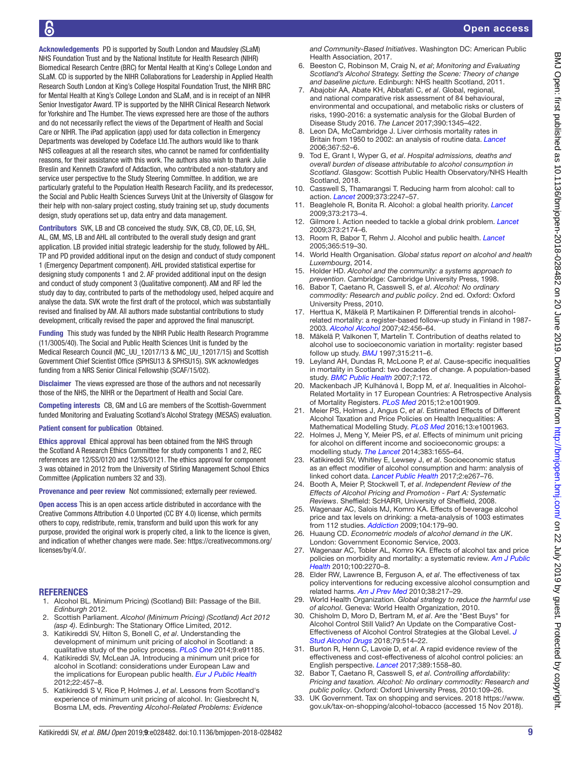**Acknowledgements** PD is supported by South London and Maudsley (SLaM) NHS Foundation Trust and by the National Institute for Health Research (NIHR) Biomedical Research Centre (BRC) for Mental Health at King's College London and SLaM. CD is supported by the NIHR Collaborations for Leadership in Applied Health Research South London at King's College Hospital Foundation Trust, the NIHR BRC for Mental Health at King's College London and SLaM, and is in receipt of an NIHR Senior Investigator Award. TP is supported by the NIHR Clinical Research Network for Yorkshire and The Humber. The views expressed here are those of the authors and do not necessarily reflect the views of the Department of Health and Social Care or NIHR. The iPad application (app) used for data collection in Emergency Departments was developed by Codeface Ltd.The authors would like to thank NHS colleagues at all the research sites, who cannot be named for confidentiality reasons, for their assistance with this work. The authors also wish to thank Julie Breslin and Kenneth Crawford of Addaction, who contributed a non-statutory and service user perspective to the Study Steering Committee. In addition, we are particularly grateful to the Population Health Research Facility, and its predecessor, the Social and Public Health Sciences Surveys Unit at the University of Glasgow for their help with non-salary project costing, study training set up, study documents design, study operations set up, data entry and data management.

**Contributors** SVK, LB and CB conceived the study. SVK, CB, CD, DE, LG, SH, AL, GM, MS, LB and AHL all contributed to the overall study design and grant application. LB provided initial strategic leadership for the study, followed by AHL. TP and PD provided additional input on the design and conduct of study component 1 (Emergency Department component). AHL provided statistical expertise for designing study components 1 and 2. AF provided additional input on the design and conduct of study component 3 (Qualitative component). AM and RF led the study day to day, contributed to parts of the methodology used, helped acquire and analyse the data. SVK wrote the first draft of the protocol, which was substantially revised and finalised by AM. All authors made substantial contributions to study development, critically revised the paper and approved the final manuscript.

**Funding** This study was funded by the NIHR Public Health Research Programme (11/3005/40). The Social and Public Health Sciences Unit is funded by the Medical Research Council (MC_UU_12017/13 & MC_UU_12017/15) and Scottish Government Chief Scientist Office (SPHSU13 & SPHSU15). SVK acknowledges funding from a NRS Senior Clinical Fellowship (SCAF/15/02).

**Disclaimer** The views expressed are those of the authors and not necessarily those of the NHS, the NIHR or the Department of Health and Social Care.

**Competing interests** CB, GM and LG are members of the Scottish-Government funded Monitoring and Evaluating Scotland's Alcohol Strategy (MESAS) evaluation.

**Patient consent for publication** Obtained.

**Ethics approval** Ethical approval has been obtained from the NHS through the Scotland A Research Ethics Committee for study components 1 and 2, REC references are 12/SS/0120 and 12/SS/0121. The ethics approval for component 3 was obtained in 2012 from the University of Stirling Management School Ethics Committee (Application numbers 32 and 33).

**Provenance and peer review** Not commissioned; externally peer reviewed.

**Open access** This is an open access article distributed in accordance with the Creative Commons Attribution 4.0 Unported (CC BY 4.0) license, which permits others to copy, redistribute, remix, transform and build upon this work for any purpose, provided the original work is properly cited, a link to the licence is given, and indication of whether changes were made. See: https://creativecommons.org/licenses/by/4.0/.

## REFERENCES

1. Alcohol BL. Minimum Pricing) (Scotland) Bill: Passage of the Bill. *Edinburgh* 2012.
2. Scottish Parliament. *Alcohol (Minimum Pricing) (Scotland) Act 2012 (asp 4)*. Edinburgh: The Stationary Office Limited, 2012.
3. Katikireddi SV, Hilton S, Bonell C, *et al*. Understanding the development of minimum unit pricing of alcohol in Scotland: a qualitative study of the policy process. *PLoS One* 2014;9:e91185.
4. Katikireddi SV, McLean JA. Introducing a minimum unit price for alcohol in Scotland: considerations under European Law and the implications for European public health. *Eur J Public Health* 2012;22:457–8.
5. Katikireddi S V, Rice P, Holmes J, *et al*. Lessons from Scotland's experience of minimum unit pricing of alcohol. In: Giesbrecht N, Bosma LM, eds. *Preventing Alcohol-Related Problems: Evidence and Community-Based Initiatives*. Washington DC: American Public Health Association, 2017.
6. Beeston C, Robinson M, Craig N, *et al*; *Monitoring and Evaluating Scotland's Alcohol Strategy. Setting the Scene: Theory of change and baseline picture*. Edinburgh: NHS health Scotland, 2011.
7. Abajobir AA, Abate KH, Abbafati C, *et al*. Global, regional, and national comparative risk assessment of 84 behavioural, environmental and occupational, and metabolic risks or clusters of risks, 1990-2016: a systematic analysis for the Global Burden of Disease Study 2016. *The Lancet* 2017;390:1345–422.
8. Leon DA, McCambridge J. Liver cirrhosis mortality rates in Britain from 1950 to 2002: an analysis of routine data. *Lancet* 2006;367:52–6.
9. Tod E, Grant I, Wyper G, *et al*. *Hospital admissions, deaths and overall burden of disease attributable to alcohol consumption in Scotland*. Glasgow: Scottish Public Health Observatory/NHS Health Scotland, 2018.
10. Casswell S, Thamarangsi T. Reducing harm from alcohol: call to action. *Lancet* 2009;373:2247–57.
11. Beaglehole R, Bonita R. Alcohol: a global health priority. *Lancet* 2009;373:2173–4.
12. Gilmore I. Action needed to tackle a global drink problem. *Lancet* 2009;373:2174–6.
13. Room R, Babor T, Rehm J. Alcohol and public health. *Lancet* 2005;365:519–30.
14. World Health Organisation. *Global status report on alcohol and health Luxembourg*, 2014.
15. Holder HD. *Alcohol and the community: a systems approach to prevention*. Cambridge: Cambridge University Press, 1998.
16. Babor T, Caetano R, Casswell S, *et al*. *Alcohol: No ordinary commodity: Research and public policy*. 2nd ed. Oxford: Oxford University Press, 2010.
17. Herttua K, Mäkelä P, Martikainen P. Differential trends in alcohol-related mortality: a register-based follow-up study in Finland in 1987-2003. *Alcohol Alcohol* 2007;42:456–64.
18. Mäkelä P, Valkonen T, Martelin T. Contribution of deaths related to alcohol use to socioeconomic variation in mortality: register based follow up study. *BMJ* 1997;315:211–6.
19. Leyland AH, Dundas R, McLoone P, *et al*. Cause-specific inequalities in mortality in Scotland: two decades of change. A population-based study. *BMC Public Health* 2007;7:172.
20. Mackenbach JP, Kulhánová I, Bopp M, *et al*. Inequalities in Alcohol-Related Mortality in 17 European Countries: A Retrospective Analysis of Mortality Registers. *PLoS Med* 2015;12:e1001909.
21. Meier PS, Holmes J, Angus C, *et al*. Estimated Effects of Different Alcohol Taxation and Price Policies on Health Inequalities: A Mathematical Modelling Study. *PLoS Med* 2016;13:e1001963.
22. Holmes J, Meng Y, Meier PS, *et al*. Effects of minimum unit pricing for alcohol on different income and socioeconomic groups: a modelling study. *The Lancet* 2014;383:1655–64.
23. Katikireddi SV, Whitley E, Lewsey J, *et al*. Socioeconomic status as an effect modifier of alcohol consumption and harm: analysis of linked cohort data. *Lancet Public Health* 2017;2:e267–76.
24. Booth A, Meier P, Stockwell T, *et al*. *Independent Review of the Effects of Alcohol Pricing and Promotion - Part A: Systematic Reviews*. Sheffield: ScHARR, University of Sheffield, 2008.
25. Wagenaar AC, Salois MJ, Komro KA. Effects of beverage alcohol price and tax levels on drinking: a meta-analysis of 1003 estimates from 112 studies. *Addiction* 2009;104:179–90.
26. Huaung CD. *Econometric models of alcohol demand in the UK*. London: Government Economic Service, 2003.
27. Wagenaar AC, Tobler AL, Komro KA. Effects of alcohol tax and price policies on morbidity and mortality: a systematic review. *Am J Public Health* 2010;100:2270–8.
28. Elder RW, Lawrence B, Ferguson A, *et al*. The effectiveness of tax policy interventions for reducing excessive alcohol consumption and related harms. *Am J Prev Med* 2010;38:217–29.
29. World Health Organization. *Global strategy to reduce the harmful use of alcohol*. Geneva: World Health Organization, 2010.
30. Chisholm D, Moro D, Bertram M, *et al*. Are the "Best Buys" for Alcohol Control Still Valid? An Update on the Comparative Cost-Effectiveness of Alcohol Control Strategies at the Global Level. *J Stud Alcohol Drugs* 2018;79:514–22.
31. Burton R, Henn C, Lavoie D, *et al*. A rapid evidence review of the effectiveness and cost-effectiveness of alcohol control policies: an English perspective. *Lancet* 2017;389:1558–80.
32. Babor T, Caetano R, Casswell S, *et al*. *Controlling affordability: Pricing and taxation. Alcohol: No ordinary commodity: Research and public policy*. Oxford: Oxford University Press, 2010:109–26.
33. UK Government. Tax on shopping and services. 2018 https://www.gov.uk/tax-on-shopping/alcohol-tobacco (accessed 15 Nov 2018).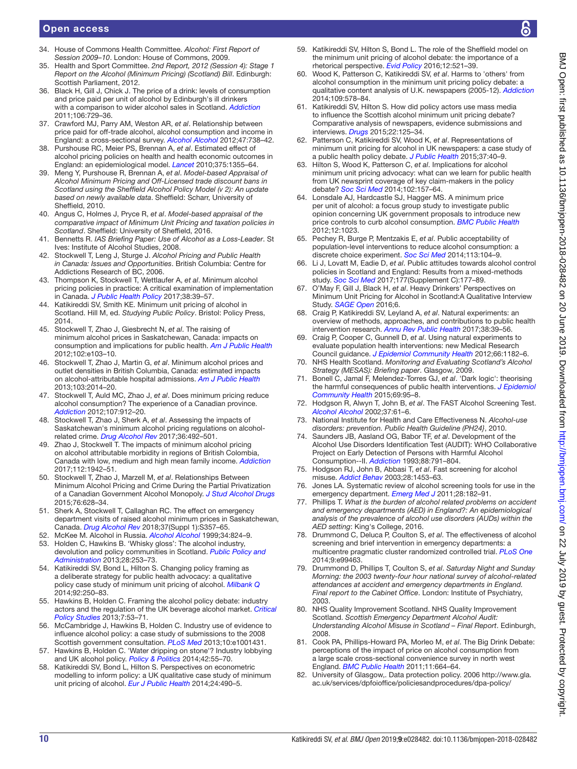34. House of Commons Health Committee. *Alcohol: First Report of Session 2009–10*. London: House of Commons, 2009.
35. Health and Sport Committee. *2nd Report, 2012 (Session 4): Stage 1 Report on the Alcohol (Minimum Pricing) (Scotland) Bill*. Edinburgh: Scottish Parliament, 2012.
36. Black H, Gill J, Chick J. The price of a drink: levels of consumption and price paid per unit of alcohol by Edinburgh's ill drinkers with a comparison to wider alcohol sales in Scotland. *Addiction* 2011;106:729–36.
37. Crawford MJ, Parry AM, Weston AR, *et al*. Relationship between price paid for off-trade alcohol, alcohol consumption and income in England: a cross-sectional survey. *Alcohol Alcohol* 2012;47:738–42.
38. Purshouse RC, Meier PS, Brennan A, *et al*. Estimated effect of alcohol pricing policies on health and health economic outcomes in England: an epidemiological model. *Lancet* 2010;375:1355–64.
39. Meng Y, Purshouse R, Brennan A, *et al*. *Model-based Appraisal of Alcohol Minimum Pricing and Off-Licensed trade discount bans in Scotland using the Sheffield Alcohol Policy Model (v 2): An update based on newly available data*. Sheffield: Scharr, University of Sheffield, 2010.
40. Angus C, Holmes J, Pryce R, *et al*. *Model-based appraisal of the comparative impact of Minimum Unit Pricing and taxation policies in Scotland*. Sheffield: University of Sheffield, 2016.
41. Bennetts R. *IAS Briefing Paper: Use of Alcohol as a Loss-Leader*. St Ives: Institute of Alcohol Studies, 2008.
42. Stockwell T, Leng J, Sturge J. *Alcohol Pricing and Public Health in Canada: Issues and Opportunities*. British Columbia: Centre for Addictions Research of BC, 2006.
43. Thompson K, Stockwell T, Wettlaufer A, *et al*. Minimum alcohol pricing policies in practice: A critical examination of implementation in Canada. *J Public Health Policy* 2017;38:39–57.
44. Katikireddi SV, Smith KE. Minimum unit pricing of alcohol in Scotland. Hill M, ed. *Studying Public Policy*. Bristol: Policy Press, 2014.
45. Stockwell T, Zhao J, Giesbrecht N, *et al*. The raising of minimum alcohol prices in Saskatchewan, Canada: impacts on consumption and implications for public health. *Am J Public Health* 2012;102:e103–10.
46. Stockwell T, Zhao J, Martin G, *et al*. Minimum alcohol prices and outlet densities in British Columbia, Canada: estimated impacts on alcohol-attributable hospital admissions. *Am J Public Health* 2013;103:2014–20.
47. Stockwell T, Auld MC, Zhao J, *et al*. Does minimum pricing reduce alcohol consumption? The experience of a Canadian province. *Addiction* 2012;107:912–20.
48. Stockwell T, Zhao J, Sherk A, *et al*. Assessing the impacts of Saskatchewan's minimum alcohol pricing regulations on alcohol-related crime. *Drug Alcohol Rev* 2017;36:492–501.
49. Zhao J, Stockwell T. The impacts of minimum alcohol pricing on alcohol attributable morbidity in regions of British Colombia, Canada with low, medium and high mean family income. *Addiction* 2017;112:1942–51.
50. Stockwell T, Zhao J, Marzell M, *et al*. Relationships Between Minimum Alcohol Pricing and Crime During the Partial Privatization of a Canadian Government Alcohol Monopoly. *J Stud Alcohol Drugs* 2015;76:628–34.
51. Sherk A, Stockwell T, Callaghan RC. The effect on emergency department visits of raised alcohol minimum prices in Saskatchewan, Canada. *Drug Alcohol Rev* 2018;37(Suppl 1):S357–65.
52. McKee M. Alcohol in Russia. *Alcohol Alcohol* 1999;34:824–9.
53. Holden C, Hawkins B. 'Whisky gloss': The alcohol industry, devolution and policy communities in Scotland. *Public Policy and Administration* 2013;28:253–73.
54. Katikireddi SV, Bond L, Hilton S. Changing policy framing as a deliberate strategy for public health advocacy: a qualitative policy case study of minimum unit pricing of alcohol. *Milbank Q* 2014;92:250–83.
55. Hawkins B, Holden C. Framing the alcohol policy debate: industry actors and the regulation of the UK beverage alcohol market. *Critical Policy Studies* 2013;7:53–71.
56. McCambridge J, Hawkins B, Holden C. Industry use of evidence to influence alcohol policy: a case study of submissions to the 2008 Scottish government consultation. *PLoS Med* 2013;10:e1001431.
57. Hawkins B, Holden C. 'Water dripping on stone'? Industry lobbying and UK alcohol policy. *Policy & Politics* 2014;42:55–70.
58. Katikireddi SV, Bond L, Hilton S. Perspectives on econometric modelling to inform policy: a UK qualitative case study of minimum unit pricing of alcohol. *Eur J Public Health* 2014;24:490–5.
59. Katikireddi SV, Hilton S, Bond L. The role of the Sheffield model on the minimum unit pricing of alcohol debate: the importance of a rhetorical perspective. *Evid Policy* 2016;12:521–39.
60. Wood K, Patterson C, Katikireddi SV, *et al*. Harms to 'others' from alcohol consumption in the minimum unit pricing policy debate: a qualitative content analysis of U.K. newspapers (2005-12). *Addiction* 2014;109:578–84.
61. Katikireddi SV, Hilton S. How did policy actors use mass media to influence the Scottish alcohol minimum unit pricing debate? Comparative analysis of newspapers, evidence submissions and interviews. *Drugs* 2015;22:125–34.
62. Patterson C, Katikireddi SV, Wood K, *et al*. Representations of minimum unit pricing for alcohol in UK newspapers: a case study of a public health policy debate. *J Public Health* 2015;37:40–9.
63. Hilton S, Wood K, Patterson C, *et al*. Implications for alcohol minimum unit pricing advocacy: what can we learn for public health from UK newsprint coverage of key claim-makers in the policy debate? *Soc Sci Med* 2014;102:157–64.
64. Lonsdale AJ, Hardcastle SJ, Hagger MS. A minimum price per unit of alcohol: a focus group study to investigate public opinion concerning UK government proposals to introduce new price controls to curb alcohol consumption. *BMC Public Health* 2012;12:1023.
65. Pechey R, Burge P, Mentzakis E, *et al*. Public acceptability of population-level interventions to reduce alcohol consumption: a discrete choice experiment. *Soc Sci Med* 2014;113:104–9.
66. Li J, Lovatt M, Eadie D, *et al*. Public attitudes towards alcohol control policies in Scotland and England: Results from a mixed-methods study. *Soc Sci Med* 2017;177(Supplement C):177–89.
67. O'May F, Gill J, Black H, *et al*. Heavy Drinkers' Perspectives on Minimum Unit Pricing for Alcohol in Scotland:A Qualitative Interview Study. *SAGE Open* 2016;6.
68. Craig P, Katikireddi SV, Leyland A, *et al*. Natural experiments: an overview of methods, approaches, and contributions to public health intervention research. *Annu Rev Public Health* 2017;38:39–56.
69. Craig P, Cooper C, Gunnell D, *et al*. Using natural experiments to evaluate population health interventions: new Medical Research Council guidance. *J Epidemiol Community Health* 2012;66:1182–6.
70. NHS Health Scotland. *Monitoring and Evaluating Scotland's Alcohol Strategy (MESAS): Briefing paper*. Glasgow, 2009.
71. Bonell C, Jamal F, Melendez-Torres GJ, *et al*. 'Dark logic': theorising the harmful consequences of public health interventions. *J Epidemiol Community Health* 2015;69:95–8.
72. Hodgson R, Alwyn T, John B, *et al*. The FAST Alcohol Screening Test. *Alcohol Alcohol* 2002;37:61–6.
73. National Institute for Health and Care Effectiveness N. *Alcohol-use disorders: prevention. Public Health Guideline (PH24)*, 2010.
74. Saunders JB, Aasland OG, Babor TF, *et al*. Development of the Alcohol Use Disorders Identification Test (AUDIT): WHO Collaborative Project on Early Detection of Persons with Harmful Alcohol Consumption--II. *Addiction* 1993;88:791–804.
75. Hodgson RJ, John B, Abbasi T, *et al*. Fast screening for alcohol misuse. *Addict Behav* 2003;28:1453–63.
76. Jones LA. Systematic review of alcohol screening tools for use in the emergency department. *Emerg Med J* 2011;28:182–91.
77. Phillips T. *What is the burden of alcohol related problems on accident and emergency departments (AED) in England?: An epidemiological analysis of the prevalence of alcohol use disorders (AUDs) within the AED setting*: King's College, 2016.
78. Drummond C, Deluca P, Coulton S, *et al*. The effectiveness of alcohol screening and brief intervention in emergency departments: a multicentre pragmatic cluster randomized controlled trial. *PLoS One* 2014;9:e99463.
79. Drummond D, Phillips T, Coulton S, *et al*. *Saturday Night and Sunday Morning: the 2003 twenty-four hour national survey of alcohol-related attendances at accident and emergency departments in England. Final report to the Cabinet Office*. London: Institute of Psychiatry, 2003.
80. NHS Quality Improvement Scotland. NHS Quality Improvement Scotland. *Scottish Emergency Department Alcohol Audit: Understanding Alcohol Misuse in Scotland – Final Report*. Edinburgh, 2008.
81. Cook PA, Phillips-Howard PA, Morleo M, *et al*. The Big Drink Debate: perceptions of the impact of price on alcohol consumption from a large scale cross-sectional convenience survey in north west England. *BMC Public Health* 2011;11:664–64.
82. University of Glasgow,. Data protection policy. 2006 http://www.gla.ac.uk/services/dpfoioffice/policiesandprocedures/dpa-policy/